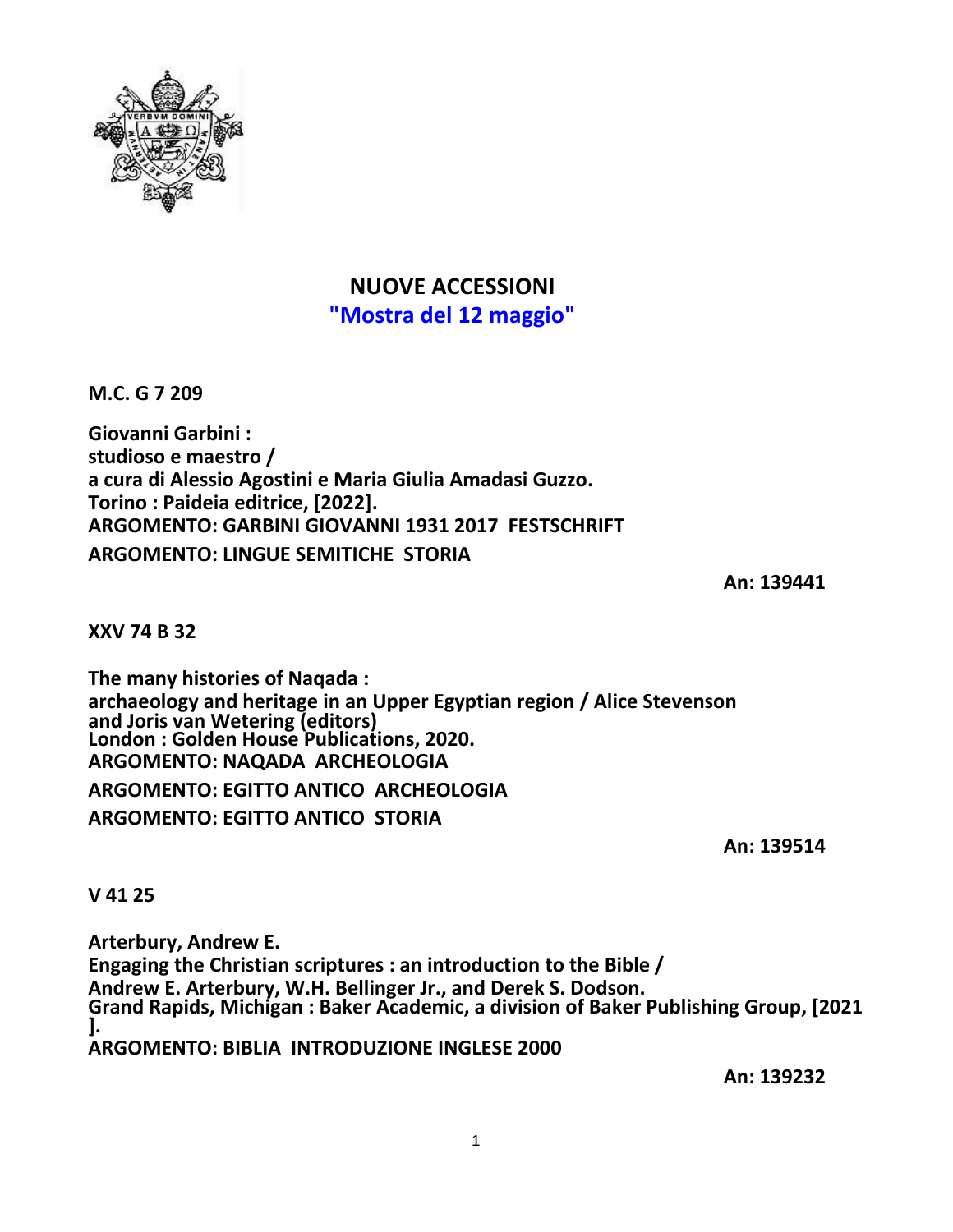# NUOVE ACCESSIONI

## "Mostra del 12 maggio"

**M.C. G 7 209**

**Giovanni Garbini :**
**studioso e maestro /**
**a cura di Alessio Agostini e Maria Giulia Amadasi Guzzo.**
**Torino : Paideia editrice, [2022].**
**ARGOMENTO: GARBINI GIOVANNI 1931 2017 FESTSCHRIFT**
**ARGOMENTO: LINGUE SEMITICHE STORIA**

**An: 139441**

**XXV 74 B 32**

**The many histories of Naqada :**
**archaeology and heritage in an Upper Egyptian region / Alice Stevenson and Joris van Wetering (editors)**
**London : Golden House Publications, 2020.**
**ARGOMENTO: NAQADA ARCHEOLOGIA**
**ARGOMENTO: EGITTO ANTICO ARCHEOLOGIA**
**ARGOMENTO: EGITTO ANTICO STORIA**

**An: 139514**

**V 41 25**

**Arterbury, Andrew E.**
**Engaging the Christian scriptures : an introduction to the Bible /**
**Andrew E. Arterbury, W.H. Bellinger Jr., and Derek S. Dodson.**
**Grand Rapids, Michigan : Baker Academic, a division of Baker Publishing Group, [2021].**
**ARGOMENTO: BIBLIA INTRODUZIONE INGLESE 2000**

**An: 139232**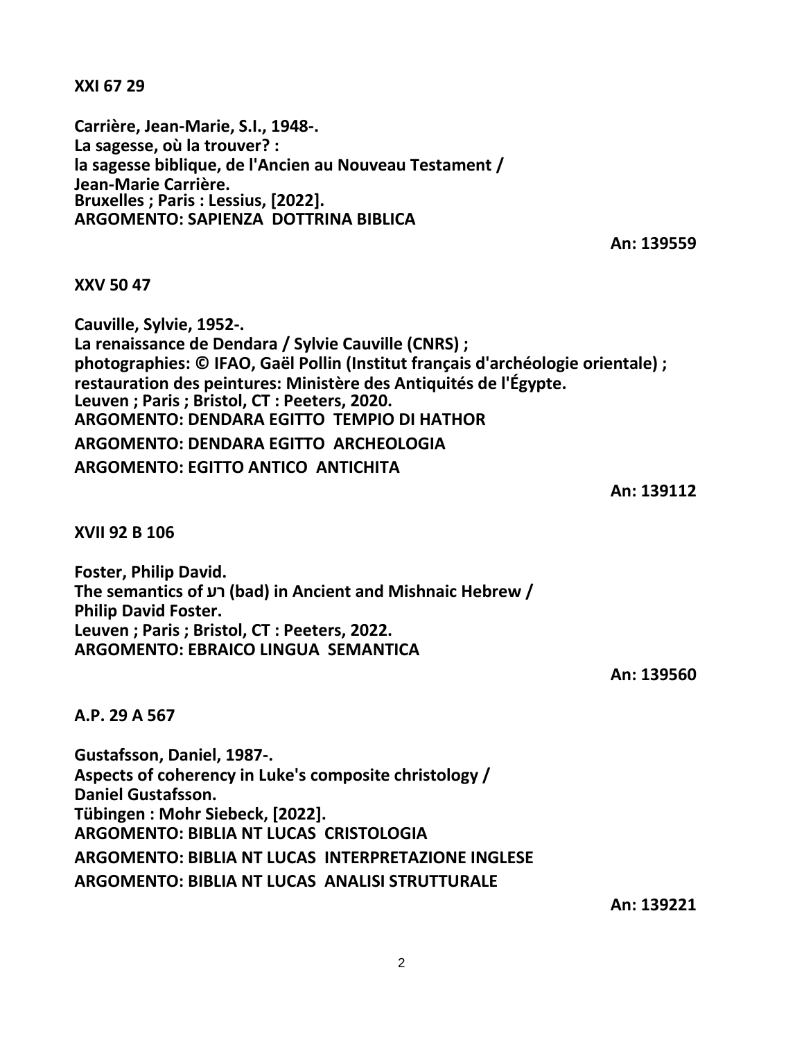**XXI 67 29**

**Carrière, Jean-Marie, S.I., 1948-.**
**La sagesse, où la trouver? :**
**la sagesse biblique, de l'Ancien au Nouveau Testament /**
**Jean-Marie Carrière.**
**Bruxelles ; Paris : Lessius, [2022].**
**ARGOMENTO: SAPIENZA  DOTTRINA BIBLICA**

**An: 139559**

**XXV 50 47**

**Cauville, Sylvie, 1952-.**
**La renaissance de Dendara / Sylvie Cauville (CNRS) ;**
**photographies: © IFAO, Gaël Pollin (Institut français d'archéologie orientale) ;**
**restauration des peintures: Ministère des Antiquités de l'Égypte.**
**Leuven ; Paris ; Bristol, CT : Peeters, 2020.**
**ARGOMENTO: DENDARA EGITTO  TEMPIO DI HATHOR**
**ARGOMENTO: DENDARA EGITTO  ARCHEOLOGIA**
**ARGOMENTO: EGITTO ANTICO  ANTICHITA**

**An: 139112**

**XVII 92 B 106**

**Foster, Philip David.**
**The semantics of רע (bad) in Ancient and Mishnaic Hebrew /**
**Philip David Foster.**
**Leuven ; Paris ; Bristol, CT : Peeters, 2022.**
**ARGOMENTO: EBRAICO LINGUA  SEMANTICA**

**An: 139560**

**A.P. 29 A 567**

**Gustafsson, Daniel, 1987-.**
**Aspects of coherency in Luke's composite christology /**
**Daniel Gustafsson.**
**Tübingen : Mohr Siebeck, [2022].**
**ARGOMENTO: BIBLIA NT LUCAS  CRISTOLOGIA**
**ARGOMENTO: BIBLIA NT LUCAS  INTERPRETAZIONE INGLESE**
**ARGOMENTO: BIBLIA NT LUCAS  ANALISI STRUTTURALE**

**An: 139221**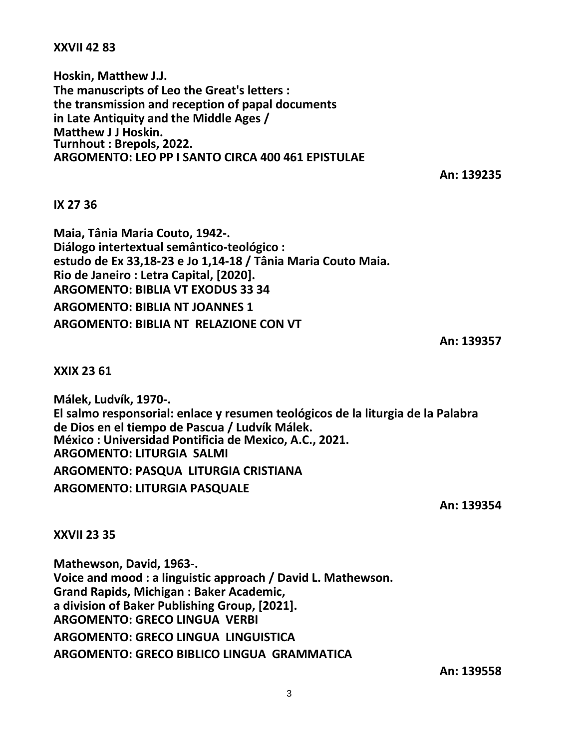**XXVII 42 83**

**Hoskin, Matthew J.J.**
**The manuscripts of Leo the Great's letters :**
**the transmission and reception of papal documents**
**in Late Antiquity and the Middle Ages /**
**Matthew J J Hoskin.**
**Turnhout : Brepols, 2022.**
**ARGOMENTO: LEO PP I SANTO CIRCA 400 461 EPISTULAE**

**An: 139235**

**IX 27 36**

**Maia, Tânia Maria Couto, 1942-.**
**Diálogo intertextual semântico-teológico :**
**estudo de Ex 33,18-23 e Jo 1,14-18 / Tânia Maria Couto Maia.**
**Rio de Janeiro : Letra Capital, [2020].**
**ARGOMENTO: BIBLIA VT EXODUS 33 34**
**ARGOMENTO: BIBLIA NT JOANNES 1**
**ARGOMENTO: BIBLIA NT RELAZIONE CON VT**

**An: 139357**

**XXIX 23 61**

**Málek, Ludvík, 1970-.**
**El salmo responsorial: enlace y resumen teológicos de la liturgia de la Palabra de Dios en el tiempo de Pascua / Ludvík Málek.**
**México : Universidad Pontificia de Mexico, A.C., 2021.**
**ARGOMENTO: LITURGIA SALMI**
**ARGOMENTO: PASQUA LITURGIA CRISTIANA**
**ARGOMENTO: LITURGIA PASQUALE**

**An: 139354**

**XXVII 23 35**

**Mathewson, David, 1963-.**
**Voice and mood : a linguistic approach / David L. Mathewson.**
**Grand Rapids, Michigan : Baker Academic,**
**a division of Baker Publishing Group, [2021].**
**ARGOMENTO: GRECO LINGUA VERBI**
**ARGOMENTO: GRECO LINGUA LINGUISTICA**
**ARGOMENTO: GRECO BIBLICO LINGUA GRAMMATICA**

**An: 139558**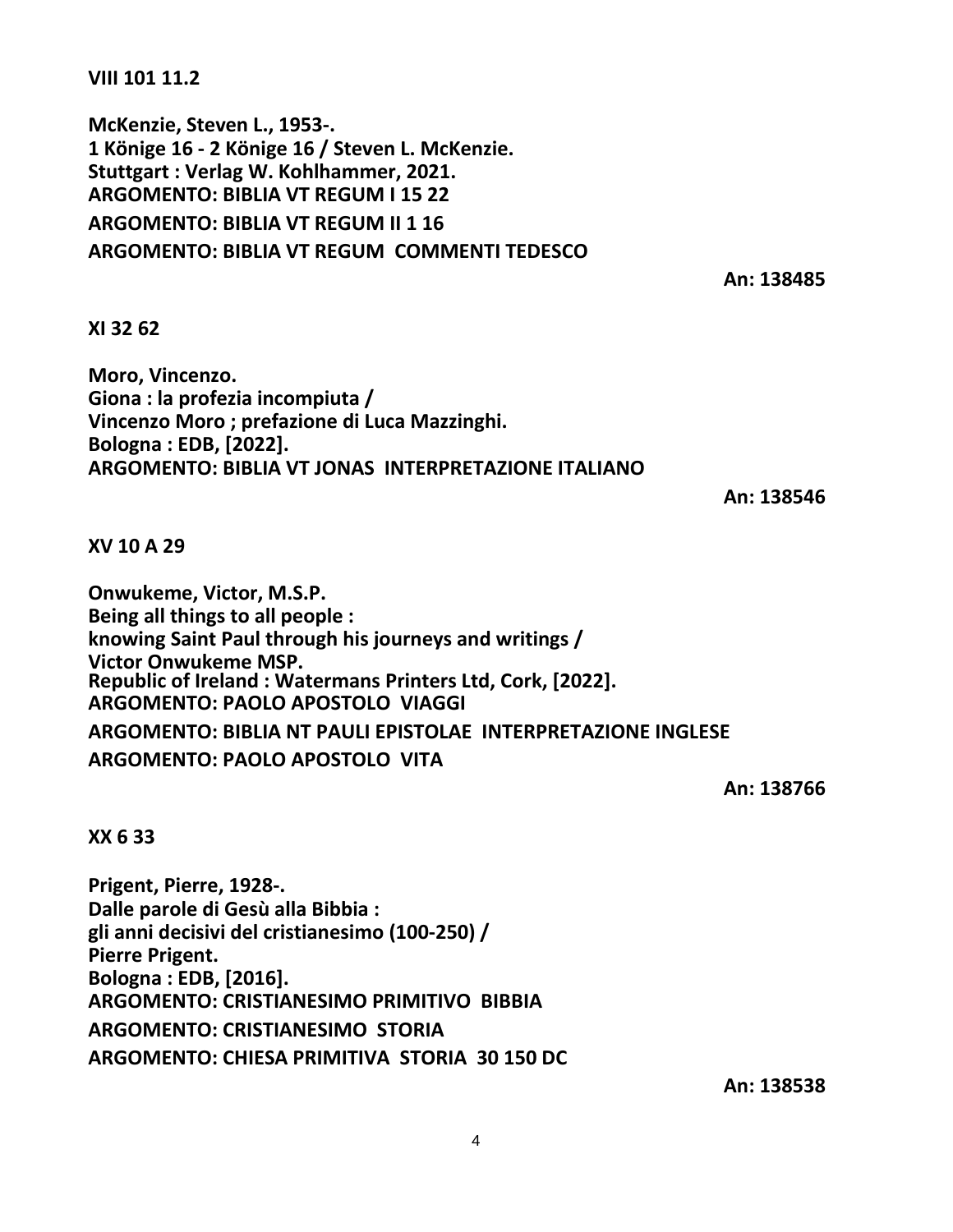**VIII 101 11.2**

**McKenzie, Steven L., 1953-.**
**1 Könige 16 - 2 Könige 16 / Steven L. McKenzie.**
**Stuttgart : Verlag W. Kohlhammer, 2021.**
**ARGOMENTO: BIBLIA VT REGUM I 15 22**
**ARGOMENTO: BIBLIA VT REGUM II 1 16**
**ARGOMENTO: BIBLIA VT REGUM COMMENTI TEDESCO**

**An: 138485**

**XI 32 62**

**Moro, Vincenzo.**
**Giona : la profezia incompiuta /**
**Vincenzo Moro ; prefazione di Luca Mazzinghi.**
**Bologna : EDB, [2022].**
**ARGOMENTO: BIBLIA VT JONAS INTERPRETAZIONE ITALIANO**

**An: 138546**

**XV 10 A 29**

**Onwukeme, Victor, M.S.P.**
**Being all things to all people :**
**knowing Saint Paul through his journeys and writings /**
**Victor Onwukeme MSP.**
**Republic of Ireland : Watermans Printers Ltd, Cork, [2022].**
**ARGOMENTO: PAOLO APOSTOLO VIAGGI**
**ARGOMENTO: BIBLIA NT PAULI EPISTOLAE INTERPRETAZIONE INGLESE**
**ARGOMENTO: PAOLO APOSTOLO VITA**

**An: 138766**

**XX 6 33**

**Prigent, Pierre, 1928-.**
**Dalle parole di Gesù alla Bibbia :**
**gli anni decisivi del cristianesimo (100-250) /**
**Pierre Prigent.**
**Bologna : EDB, [2016].**
**ARGOMENTO: CRISTIANESIMO PRIMITIVO BIBBIA**
**ARGOMENTO: CRISTIANESIMO STORIA**
**ARGOMENTO: CHIESA PRIMITIVA STORIA 30 150 DC**

**An: 138538**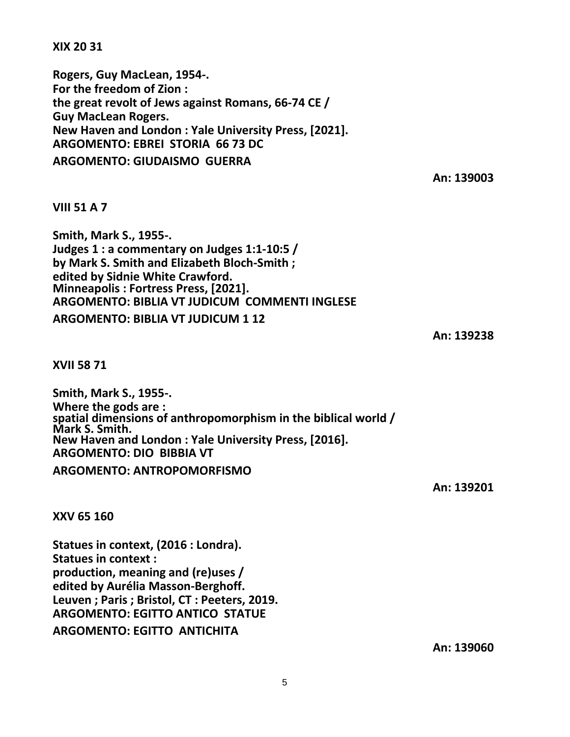**XIX 20 31**

**Rogers, Guy MacLean, 1954-.**
**For the freedom of Zion :**
**the great revolt of Jews against Romans, 66-74 CE /**
**Guy MacLean Rogers.**
**New Haven and London : Yale University Press, [2021].**
**ARGOMENTO: EBREI STORIA 66 73 DC**
**ARGOMENTO: GIUDAISMO GUERRA**

**An: 139003**

**VIII 51 A 7**

**Smith, Mark S., 1955-.**
**Judges 1 : a commentary on Judges 1:1-10:5 /**
**by Mark S. Smith and Elizabeth Bloch-Smith ;**
**edited by Sidnie White Crawford.**
**Minneapolis : Fortress Press, [2021].**
**ARGOMENTO: BIBLIA VT JUDICUM COMMENTI INGLESE**
**ARGOMENTO: BIBLIA VT JUDICUM 1 12**

**An: 139238**

**XVII 58 71**

**Smith, Mark S., 1955-.**
**Where the gods are :**
**spatial dimensions of anthropomorphism in the biblical world /**
**Mark S. Smith.**
**New Haven and London : Yale University Press, [2016].**
**ARGOMENTO: DIO BIBBIA VT**
**ARGOMENTO: ANTROPOMORFISMO**

**An: 139201**

**XXV 65 160**

**Statues in context, (2016 : Londra).**
**Statues in context :**
**production, meaning and (re)uses /**
**edited by Aurélia Masson-Berghoff.**
**Leuven ; Paris ; Bristol, CT : Peeters, 2019.**
**ARGOMENTO: EGITTO ANTICO STATUE**
**ARGOMENTO: EGITTO ANTICHITA**

**An: 139060**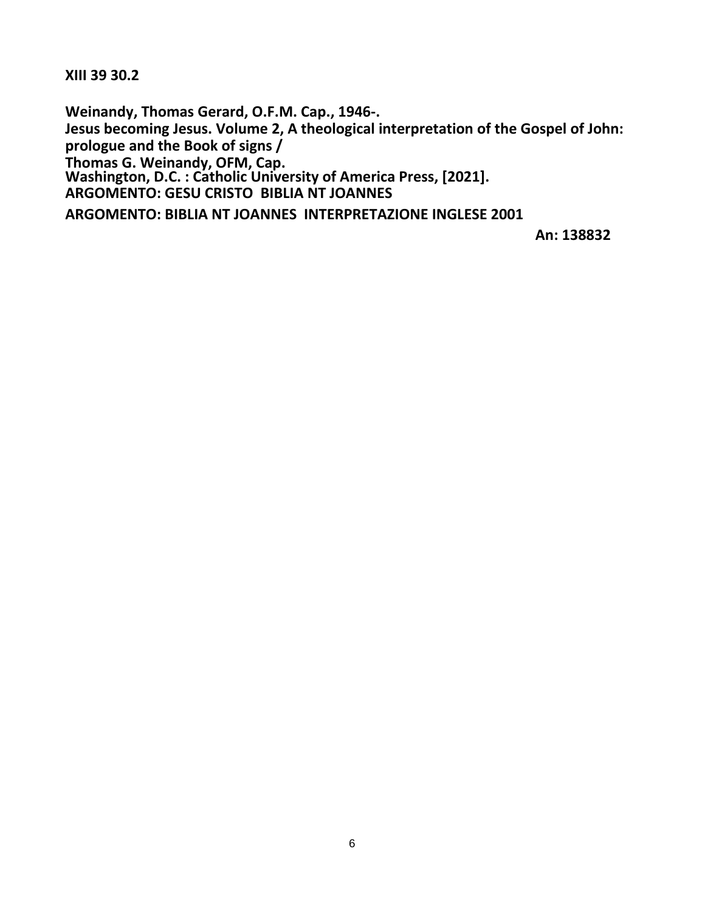**XIII 39 30.2**

**Weinandy, Thomas Gerard, O.F.M. Cap., 1946-.**
**Jesus becoming Jesus. Volume 2, A theological interpretation of the Gospel of John: prologue and the Book of signs /**
**Thomas G. Weinandy, OFM, Cap.**
**Washington, D.C. : Catholic University of America Press, [2021].**
**ARGOMENTO: GESU CRISTO BIBLIA NT JOANNES**
**ARGOMENTO: BIBLIA NT JOANNES INTERPRETAZIONE INGLESE 2001**

**An: 138832**